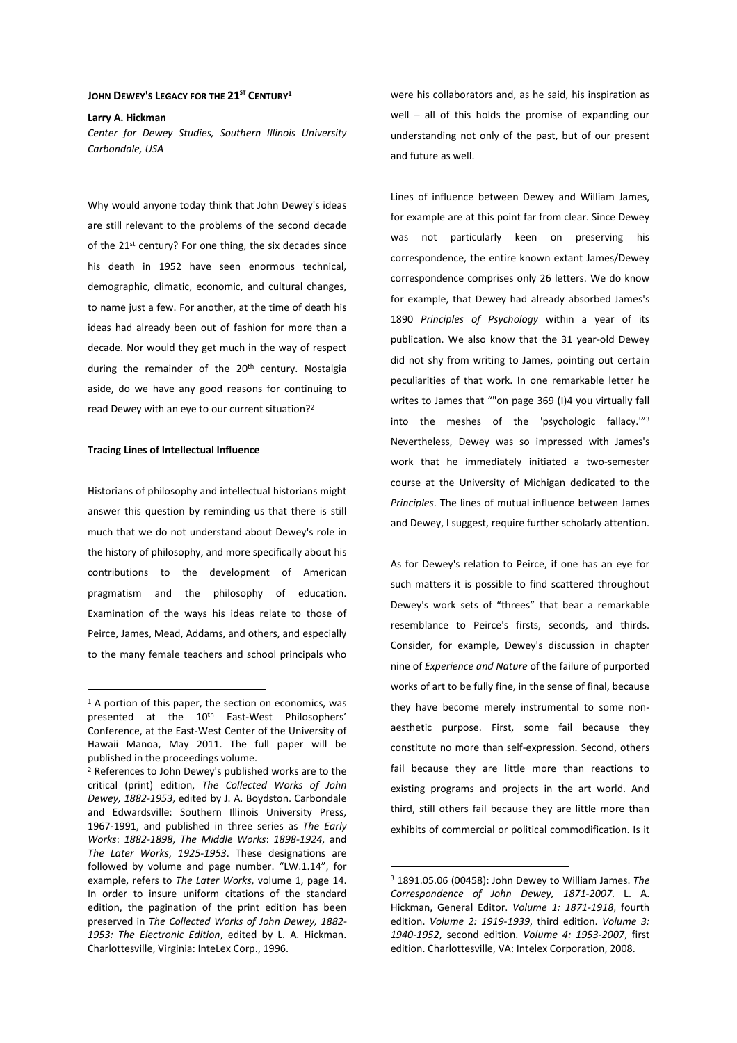# JOHN DEWEY'S LEGACY FOR THE 21ST CENTURY[1]

**Larry A. Hickman**

*Center for Dewey Studies, Southern Illinois University Carbondale, USA*

Why would anyone today think that John Dewey's ideas are still relevant to the problems of the second decade of the 21st century? For one thing, the six decades since his death in 1952 have seen enormous technical, demographic, climatic, economic, and cultural changes, to name just a few. For another, at the time of death his ideas had already been out of fashion for more than a decade. Nor would they get much in the way of respect during the remainder of the 20th century. Nostalgia aside, do we have any good reasons for continuing to read Dewey with an eye to our current situation?[2]

**Tracing Lines of Intellectual Influence**

Historians of philosophy and intellectual historians might answer this question by reminding us that there is still much that we do not understand about Dewey's role in the history of philosophy, and more specifically about his contributions to the development of American pragmatism and the philosophy of education. Examination of the ways his ideas relate to those of Peirce, James, Mead, Addams, and others, and especially to the many female teachers and school principals who were his collaborators and, as he said, his inspiration as well – all of this holds the promise of expanding our understanding not only of the past, but of our present and future as well.

Lines of influence between Dewey and William James, for example are at this point far from clear. Since Dewey was not particularly keen on preserving his correspondence, the entire known extant James/Dewey correspondence comprises only 26 letters. We do know for example, that Dewey had already absorbed James's 1890 *Principles of Psychology* within a year of its publication. We also know that the 31 year-old Dewey did not shy from writing to James, pointing out certain peculiarities of that work. In one remarkable letter he writes to James that ""on page 369 (I)4 you virtually fall into the meshes of the 'psychologic fallacy.'"[3] Nevertheless, Dewey was so impressed with James's work that he immediately initiated a two-semester course at the University of Michigan dedicated to the *Principles*. The lines of mutual influence between James and Dewey, I suggest, require further scholarly attention.

As for Dewey's relation to Peirce, if one has an eye for such matters it is possible to find scattered throughout Dewey's work sets of "threes" that bear a remarkable resemblance to Peirce's firsts, seconds, and thirds. Consider, for example, Dewey's discussion in chapter nine of *Experience and Nature* of the failure of purported works of art to be fully fine, in the sense of final, because they have become merely instrumental to some non-aesthetic purpose. First, some fail because they constitute no more than self-expression. Second, others fail because they are little more than reactions to existing programs and projects in the art world. And third, still others fail because they are little more than exhibits of commercial or political commodification. Is it

---

[1] A portion of this paper, the section on economics, was presented at the 10th East-West Philosophers' Conference, at the East-West Center of the University of Hawaii Manoa, May 2011. The full paper will be published in the proceedings volume.

[2] References to John Dewey's published works are to the critical (print) edition, *The Collected Works of John Dewey, 1882-1953*, edited by J. A. Boydston. Carbondale and Edwardsville: Southern Illinois University Press, 1967-1991, and published in three series as *The Early Works*: *1882-1898*, *The Middle Works*: *1898-1924*, and *The Later Works*, *1925-1953*. These designations are followed by volume and page number. "LW.1.14", for example, refers to *The Later Works*, volume 1, page 14. In order to insure uniform citations of the standard edition, the pagination of the print edition has been preserved in *The Collected Works of John Dewey, 1882-1953: The Electronic Edition*, edited by L. A. Hickman. Charlottesville, Virginia: InteLex Corp., 1996.

[3] 1891.05.06 (00458): John Dewey to William James. *The Correspondence of John Dewey, 1871-2007*. L. A. Hickman, General Editor. *Volume 1: 1871-1918*, fourth edition. *Volume 2: 1919-1939*, third edition. *Volume 3: 1940-1952*, second edition. *Volume 4: 1953-2007*, first edition. Charlottesville, VA: Intelex Corporation, 2008.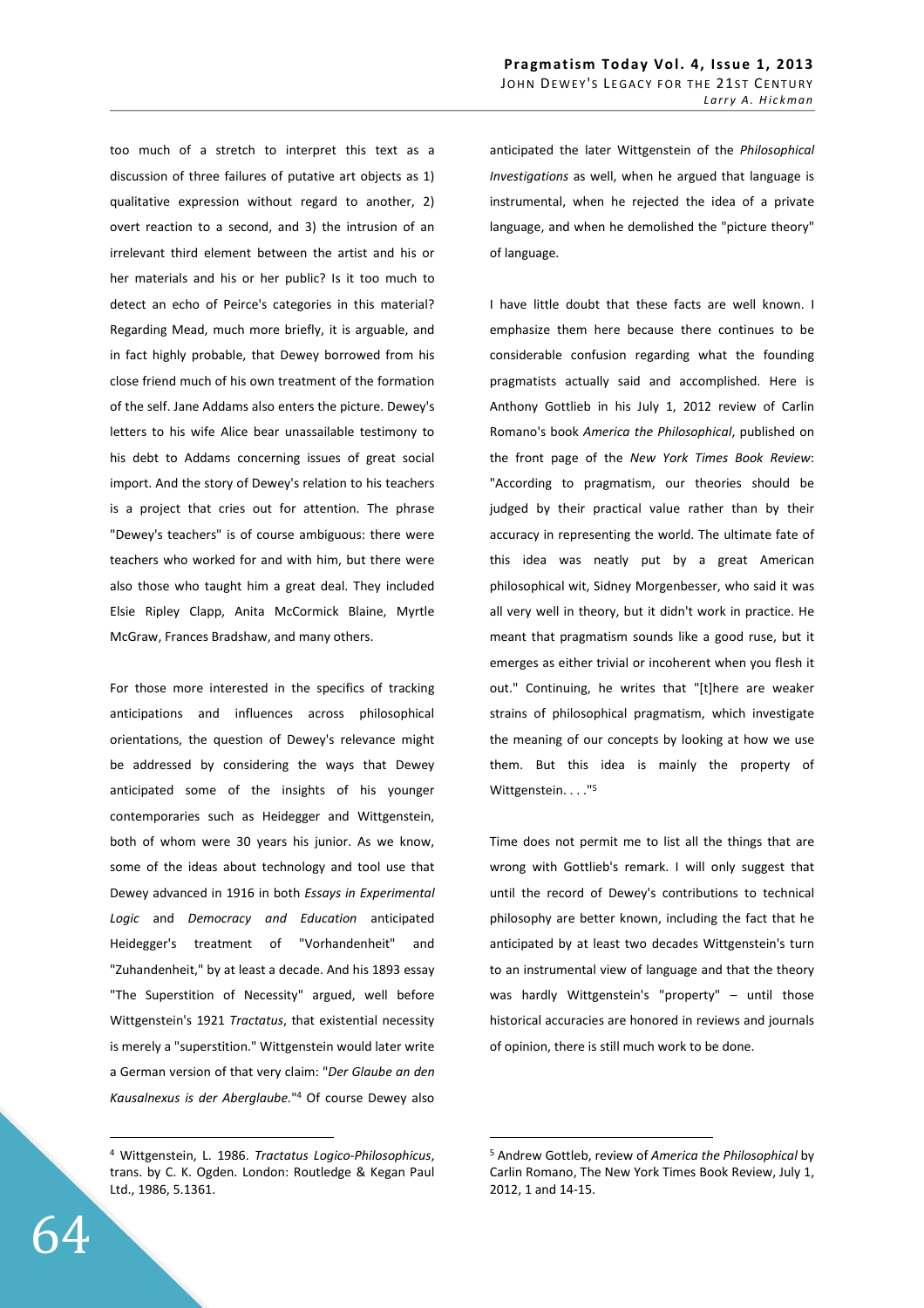too much of a stretch to interpret this text as a discussion of three failures of putative art objects as 1) qualitative expression without regard to another, 2) overt reaction to a second, and 3) the intrusion of an irrelevant third element between the artist and his or her materials and his or her public? Is it too much to detect an echo of Peirce's categories in this material? Regarding Mead, much more briefly, it is arguable, and in fact highly probable, that Dewey borrowed from his close friend much of his own treatment of the formation of the self. Jane Addams also enters the picture. Dewey's letters to his wife Alice bear unassailable testimony to his debt to Addams concerning issues of great social import. And the story of Dewey's relation to his teachers is a project that cries out for attention. The phrase "Dewey's teachers" is of course ambiguous: there were teachers who worked for and with him, but there were also those who taught him a great deal. They included Elsie Ripley Clapp, Anita McCormick Blaine, Myrtle McGraw, Frances Bradshaw, and many others.

For those more interested in the specifics of tracking anticipations and influences across philosophical orientations, the question of Dewey's relevance might be addressed by considering the ways that Dewey anticipated some of the insights of his younger contemporaries such as Heidegger and Wittgenstein, both of whom were 30 years his junior. As we know, some of the ideas about technology and tool use that Dewey advanced in 1916 in both *Essays in Experimental Logic* and *Democracy and Education* anticipated Heidegger's treatment of "Vorhandenheit" and "Zuhandenheit," by at least a decade. And his 1893 essay "The Superstition of Necessity" argued, well before Wittgenstein's 1921 *Tractatus*, that existential necessity is merely a "superstition." Wittgenstein would later write a German version of that very claim: "*Der Glaube an den Kausalnexus is der Aberglaube.*"[4] Of course Dewey also anticipated the later Wittgenstein of the *Philosophical Investigations* as well, when he argued that language is instrumental, when he rejected the idea of a private language, and when he demolished the "picture theory" of language.

I have little doubt that these facts are well known. I emphasize them here because there continues to be considerable confusion regarding what the founding pragmatists actually said and accomplished. Here is Anthony Gottlieb in his July 1, 2012 review of Carlin Romano's book *America the Philosophical*, published on the front page of the *New York Times Book Review*: "According to pragmatism, our theories should be judged by their practical value rather than by their accuracy in representing the world. The ultimate fate of this idea was neatly put by a great American philosophical wit, Sidney Morgenbesser, who said it was all very well in theory, but it didn't work in practice. He meant that pragmatism sounds like a good ruse, but it emerges as either trivial or incoherent when you flesh it out." Continuing, he writes that "[t]here are weaker strains of philosophical pragmatism, which investigate the meaning of our concepts by looking at how we use them. But this idea is mainly the property of Wittgenstein. . . ."[5]

Time does not permit me to list all the things that are wrong with Gottlieb's remark. I will only suggest that until the record of Dewey's contributions to technical philosophy are better known, including the fact that he anticipated by at least two decades Wittgenstein's turn to an instrumental view of language and that the theory was hardly Wittgenstein's "property" – until those historical accuracies are honored in reviews and journals of opinion, there is still much work to be done.

---

[4] Wittgenstein, L. 1986. *Tractatus Logico-Philosophicus*, trans. by C. K. Ogden. London: Routledge & Kegan Paul Ltd., 1986, 5.1361.

[5] Andrew Gottleb, review of *America the Philosophical* by Carlin Romano, The New York Times Book Review, July 1, 2012, 1 and 14-15.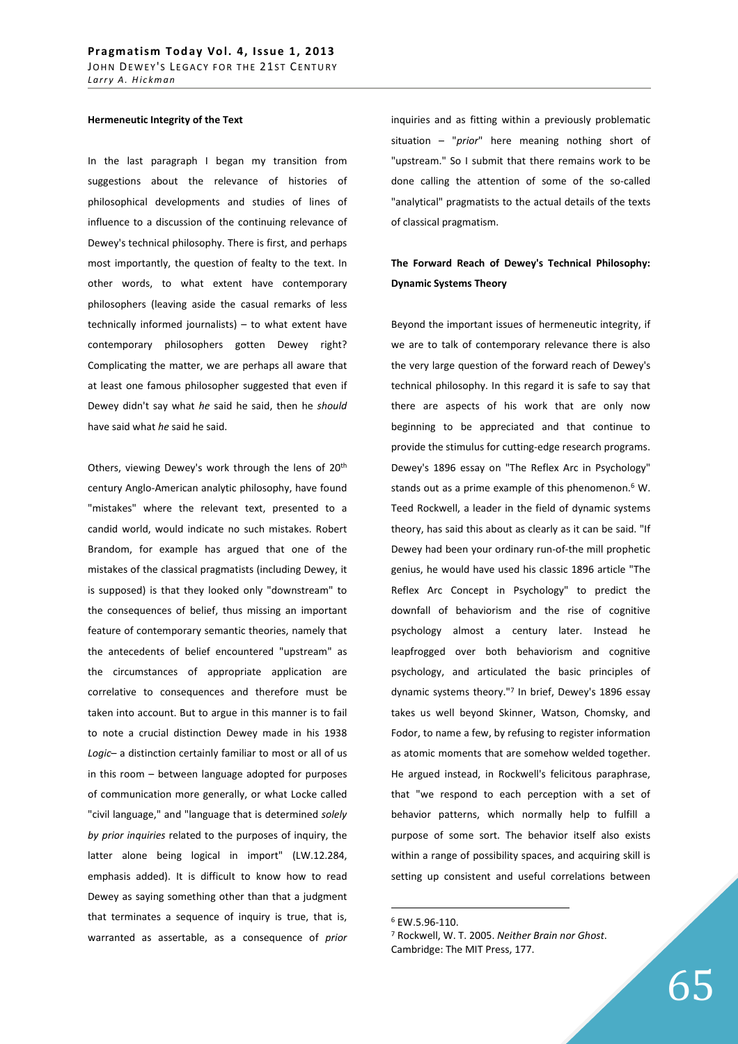#### Hermeneutic Integrity of the Text

In the last paragraph I began my transition from suggestions about the relevance of histories of philosophical developments and studies of lines of influence to a discussion of the continuing relevance of Dewey's technical philosophy. There is first, and perhaps most importantly, the question of fealty to the text. In other words, to what extent have contemporary philosophers (leaving aside the casual remarks of less technically informed journalists) – to what extent have contemporary philosophers gotten Dewey right? Complicating the matter, we are perhaps all aware that at least one famous philosopher suggested that even if Dewey didn't say what *he* said he said, then he *should* have said what *he* said he said.

Others, viewing Dewey's work through the lens of 20th century Anglo-American analytic philosophy, have found "mistakes" where the relevant text, presented to a candid world, would indicate no such mistakes. Robert Brandom, for example has argued that one of the mistakes of the classical pragmatists (including Dewey, it is supposed) is that they looked only "downstream" to the consequences of belief, thus missing an important feature of contemporary semantic theories, namely that the antecedents of belief encountered "upstream" as the circumstances of appropriate application are correlative to consequences and therefore must be taken into account. But to argue in this manner is to fail to note a crucial distinction Dewey made in his 1938 *Logic*– a distinction certainly familiar to most or all of us in this room – between language adopted for purposes of communication more generally, or what Locke called "civil language," and "language that is determined *solely by prior inquiries* related to the purposes of inquiry, the latter alone being logical in import" (LW.12.284, emphasis added). It is difficult to know how to read Dewey as saying something other than that a judgment that terminates a sequence of inquiry is true, that is, warranted as assertable, as a consequence of *prior* inquiries and as fitting within a previously problematic situation – "*prior*" here meaning nothing short of "upstream." So I submit that there remains work to be done calling the attention of some of the so-called "analytical" pragmatists to the actual details of the texts of classical pragmatism.

#### The Forward Reach of Dewey's Technical Philosophy: Dynamic Systems Theory

Beyond the important issues of hermeneutic integrity, if we are to talk of contemporary relevance there is also the very large question of the forward reach of Dewey's technical philosophy. In this regard it is safe to say that there are aspects of his work that are only now beginning to be appreciated and that continue to provide the stimulus for cutting-edge research programs. Dewey's 1896 essay on "The Reflex Arc in Psychology" stands out as a prime example of this phenomenon.[6] W. Teed Rockwell, a leader in the field of dynamic systems theory, has said this about as clearly as it can be said. "If Dewey had been your ordinary run-of-the mill prophetic genius, he would have used his classic 1896 article "The Reflex Arc Concept in Psychology" to predict the downfall of behaviorism and the rise of cognitive psychology almost a century later. Instead he leapfrogged over both behaviorism and cognitive psychology, and articulated the basic principles of dynamic systems theory."[7] In brief, Dewey's 1896 essay takes us well beyond Skinner, Watson, Chomsky, and Fodor, to name a few, by refusing to register information as atomic moments that are somehow welded together. He argued instead, in Rockwell's felicitous paraphrase, that "we respond to each perception with a set of behavior patterns, which normally help to fulfill a purpose of some sort. The behavior itself also exists within a range of possibility spaces, and acquiring skill is setting up consistent and useful correlations between

---

[6] EW.5.96-110.

[7] Rockwell, W. T. 2005. *Neither Brain nor Ghost*. Cambridge: The MIT Press, 177.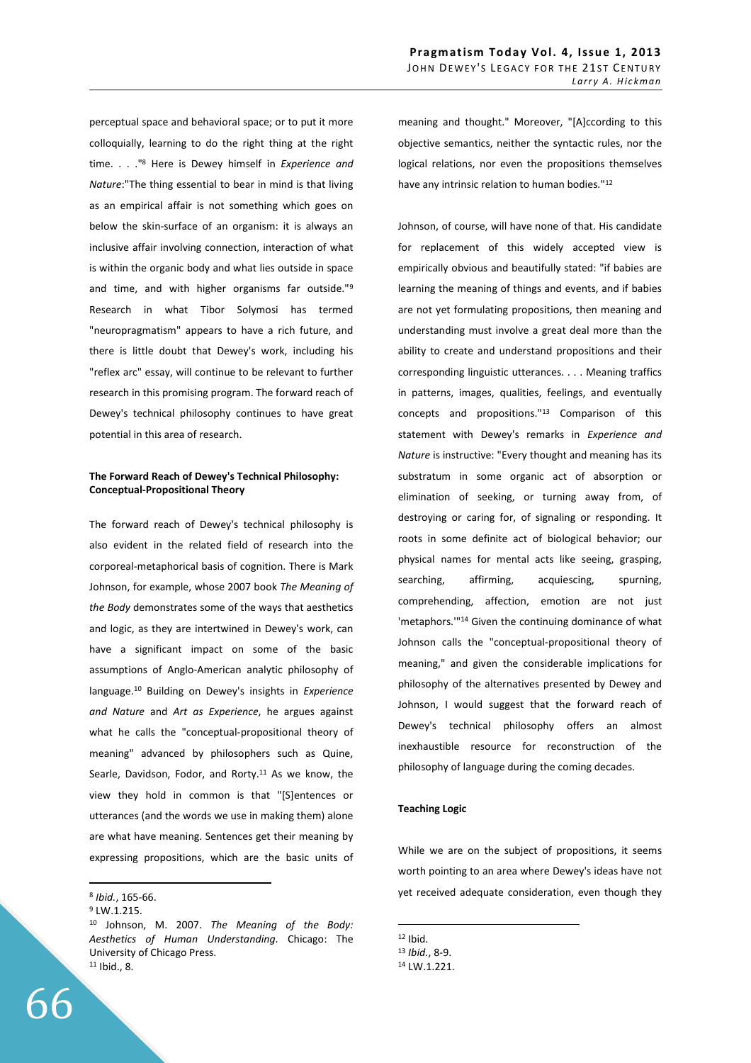perceptual space and behavioral space; or to put it more colloquially, learning to do the right thing at the right time. . . ."[8] Here is Dewey himself in *Experience and Nature*:"The thing essential to bear in mind is that living as an empirical affair is not something which goes on below the skin-surface of an organism: it is always an inclusive affair involving connection, interaction of what is within the organic body and what lies outside in space and time, and with higher organisms far outside."[9] Research in what Tibor Solymosi has termed "neuropragmatism" appears to have a rich future, and there is little doubt that Dewey's work, including his "reflex arc" essay, will continue to be relevant to further research in this promising program. The forward reach of Dewey's technical philosophy continues to have great potential in this area of research.

**The Forward Reach of Dewey's Technical Philosophy: Conceptual-Propositional Theory**

The forward reach of Dewey's technical philosophy is also evident in the related field of research into the corporeal-metaphorical basis of cognition. There is Mark Johnson, for example, whose 2007 book *The Meaning of the Body* demonstrates some of the ways that aesthetics and logic, as they are intertwined in Dewey's work, can have a significant impact on some of the basic assumptions of Anglo-American analytic philosophy of language.[10] Building on Dewey's insights in *Experience and Nature* and *Art as Experience*, he argues against what he calls the "conceptual-propositional theory of meaning" advanced by philosophers such as Quine, Searle, Davidson, Fodor, and Rorty.[11] As we know, the view they hold in common is that "[S]entences or utterances (and the words we use in making them) alone are what have meaning. Sentences get their meaning by expressing propositions, which are the basic units of meaning and thought." Moreover, "[A]ccording to this objective semantics, neither the syntactic rules, nor the logical relations, nor even the propositions themselves have any intrinsic relation to human bodies."[12]

Johnson, of course, will have none of that. His candidate for replacement of this widely accepted view is empirically obvious and beautifully stated: "if babies are learning the meaning of things and events, and if babies are not yet formulating propositions, then meaning and understanding must involve a great deal more than the ability to create and understand propositions and their corresponding linguistic utterances. . . . Meaning traffics in patterns, images, qualities, feelings, and eventually concepts and propositions."[13] Comparison of this statement with Dewey's remarks in *Experience and Nature* is instructive: "Every thought and meaning has its substratum in some organic act of absorption or elimination of seeking, or turning away from, of destroying or caring for, of signaling or responding. It roots in some definite act of biological behavior; our physical names for mental acts like seeing, grasping, searching, affirming, acquiescing, spurning, comprehending, affection, emotion are not just 'metaphors.'"[14] Given the continuing dominance of what Johnson calls the "conceptual-propositional theory of meaning," and given the considerable implications for philosophy of the alternatives presented by Dewey and Johnson, I would suggest that the forward reach of Dewey's technical philosophy offers an almost inexhaustible resource for reconstruction of the philosophy of language during the coming decades.

**Teaching Logic**

While we are on the subject of propositions, it seems worth pointing to an area where Dewey's ideas have not yet received adequate consideration, even though they

---

[8] *Ibid.*, 165-66.

[9] LW.1.215.

[10] Johnson, M. 2007. *The Meaning of the Body: Aesthetics of Human Understanding.* Chicago: The University of Chicago Press.

[11] Ibid., 8.

[12] Ibid.

[13] *Ibid.*, 8-9.

[14] LW.1.221.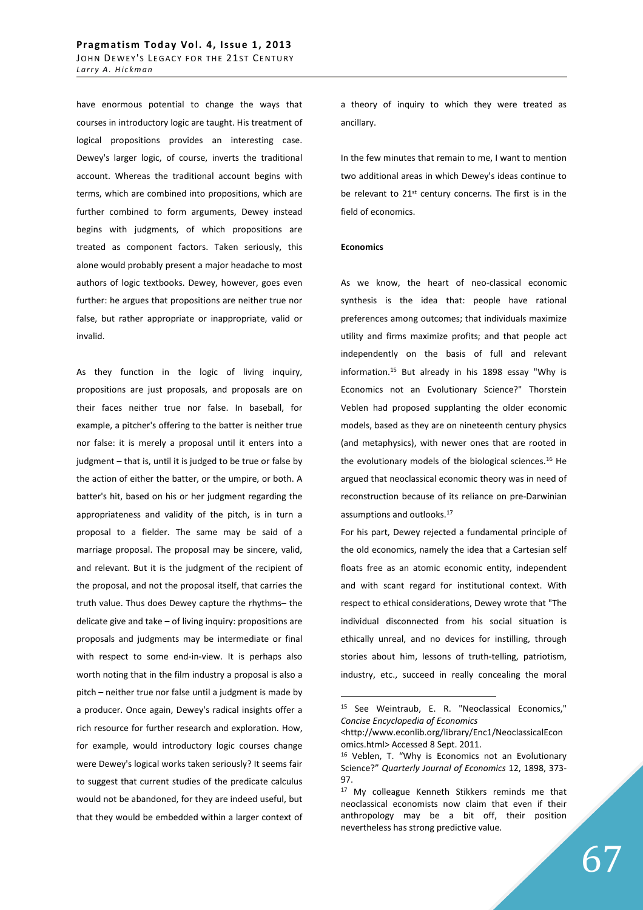have enormous potential to change the ways that courses in introductory logic are taught. His treatment of logical propositions provides an interesting case. Dewey's larger logic, of course, inverts the traditional account. Whereas the traditional account begins with terms, which are combined into propositions, which are further combined to form arguments, Dewey instead begins with judgments, of which propositions are treated as component factors. Taken seriously, this alone would probably present a major headache to most authors of logic textbooks. Dewey, however, goes even further: he argues that propositions are neither true nor false, but rather appropriate or inappropriate, valid or invalid.

As they function in the logic of living inquiry, propositions are just proposals, and proposals are on their faces neither true nor false. In baseball, for example, a pitcher's offering to the batter is neither true nor false: it is merely a proposal until it enters into a judgment – that is, until it is judged to be true or false by the action of either the batter, or the umpire, or both. A batter's hit, based on his or her judgment regarding the appropriateness and validity of the pitch, is in turn a proposal to a fielder. The same may be said of a marriage proposal. The proposal may be sincere, valid, and relevant. But it is the judgment of the recipient of the proposal, and not the proposal itself, that carries the truth value. Thus does Dewey capture the rhythms– the delicate give and take – of living inquiry: propositions are proposals and judgments may be intermediate or final with respect to some end-in-view. It is perhaps also worth noting that in the film industry a proposal is also a pitch – neither true nor false until a judgment is made by a producer. Once again, Dewey's radical insights offer a rich resource for further research and exploration. How, for example, would introductory logic courses change were Dewey's logical works taken seriously? It seems fair to suggest that current studies of the predicate calculus would not be abandoned, for they are indeed useful, but that they would be embedded within a larger context of a theory of inquiry to which they were treated as ancillary.

In the few minutes that remain to me, I want to mention two additional areas in which Dewey's ideas continue to be relevant to 21st century concerns. The first is in the field of economics.

**Economics**

As we know, the heart of neo-classical economic synthesis is the idea that: people have rational preferences among outcomes; that individuals maximize utility and firms maximize profits; and that people act independently on the basis of full and relevant information.[15] But already in his 1898 essay "Why is Economics not an Evolutionary Science?" Thorstein Veblen had proposed supplanting the older economic models, based as they are on nineteenth century physics (and metaphysics), with newer ones that are rooted in the evolutionary models of the biological sciences.[16] He argued that neoclassical economic theory was in need of reconstruction because of its reliance on pre-Darwinian assumptions and outlooks.[17]

For his part, Dewey rejected a fundamental principle of the old economics, namely the idea that a Cartesian self floats free as an atomic economic entity, independent and with scant regard for institutional context. With respect to ethical considerations, Dewey wrote that "The individual disconnected from his social situation is ethically unreal, and no devices for instilling, through stories about him, lessons of truth-telling, patriotism, industry, etc., succeed in really concealing the moral

---

[15] See Weintraub, E. R. "Neoclassical Economics," *Concise Encyclopedia of Economics* <http://www.econlib.org/library/Enc1/NeoclassicalEconomics.html> Accessed 8 Sept. 2011.

[16] Veblen, T. "Why is Economics not an Evolutionary Science?" *Quarterly Journal of Economics* 12, 1898, 373-97.

[17] My colleague Kenneth Stikkers reminds me that neoclassical economists now claim that even if their anthropology may be a bit off, their position nevertheless has strong predictive value.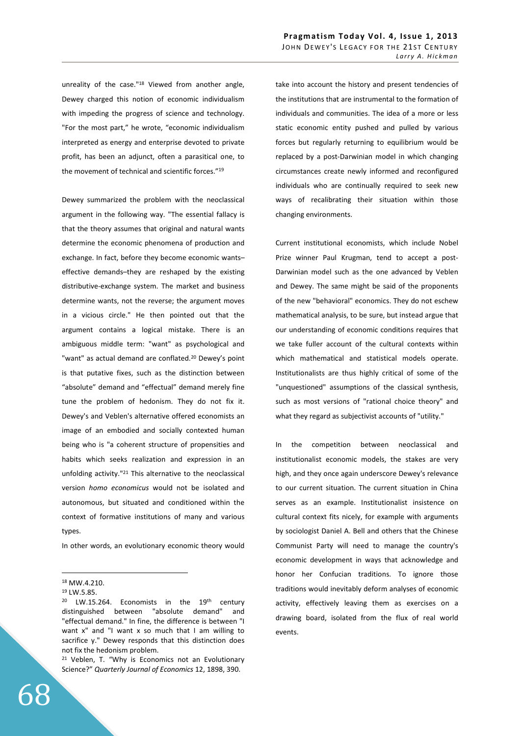unreality of the case."[18] Viewed from another angle, Dewey charged this notion of economic individualism with impeding the progress of science and technology. "For the most part," he wrote, "economic individualism interpreted as energy and enterprise devoted to private profit, has been an adjunct, often a parasitical one, to the movement of technical and scientific forces."[19]

Dewey summarized the problem with the neoclassical argument in the following way. "The essential fallacy is that the theory assumes that original and natural wants determine the economic phenomena of production and exchange. In fact, before they become economic wants–effective demands–they are reshaped by the existing distributive-exchange system. The market and business determine wants, not the reverse; the argument moves in a vicious circle." He then pointed out that the argument contains a logical mistake. There is an ambiguous middle term: "want" as psychological and "want" as actual demand are conflated.[20] Dewey's point is that putative fixes, such as the distinction between "absolute" demand and "effectual" demand merely fine tune the problem of hedonism. They do not fix it. Dewey's and Veblen's alternative offered economists an image of an embodied and socially contexted human being who is "a coherent structure of propensities and habits which seeks realization and expression in an unfolding activity."[21] This alternative to the neoclassical version *homo economicus* would not be isolated and autonomous, but situated and conditioned within the context of formative institutions of many and various types.

In other words, an evolutionary economic theory would take into account the history and present tendencies of the institutions that are instrumental to the formation of individuals and communities. The idea of a more or less static economic entity pushed and pulled by various forces but regularly returning to equilibrium would be replaced by a post-Darwinian model in which changing circumstances create newly informed and reconfigured individuals who are continually required to seek new ways of recalibrating their situation within those changing environments.

Current institutional economists, which include Nobel Prize winner Paul Krugman, tend to accept a post-Darwinian model such as the one advanced by Veblen and Dewey. The same might be said of the proponents of the new "behavioral" economics. They do not eschew mathematical analysis, to be sure, but instead argue that our understanding of economic conditions requires that we take fuller account of the cultural contexts within which mathematical and statistical models operate. Institutionalists are thus highly critical of some of the "unquestioned" assumptions of the classical synthesis, such as most versions of "rational choice theory" and what they regard as subjectivist accounts of "utility."

In the competition between neoclassical and institutionalist economic models, the stakes are very high, and they once again underscore Dewey's relevance to our current situation. The current situation in China serves as an example. Institutionalist insistence on cultural context fits nicely, for example with arguments by sociologist Daniel A. Bell and others that the Chinese Communist Party will need to manage the country's economic development in ways that acknowledge and honor her Confucian traditions. To ignore those traditions would inevitably deform analyses of economic activity, effectively leaving them as exercises on a drawing board, isolated from the flux of real world events.

---

[18] MW.4.210.

[19] LW.5.85.

[20] LW.15.264. Economists in the 19th century distinguished between "absolute demand" and "effectual demand." In fine, the difference is between "I want x" and "I want x so much that I am willing to sacrifice y." Dewey responds that this distinction does not fix the hedonism problem.

[21] Veblen, T. "Why is Economics not an Evolutionary Science?" *Quarterly Journal of Economics* 12, 1898, 390.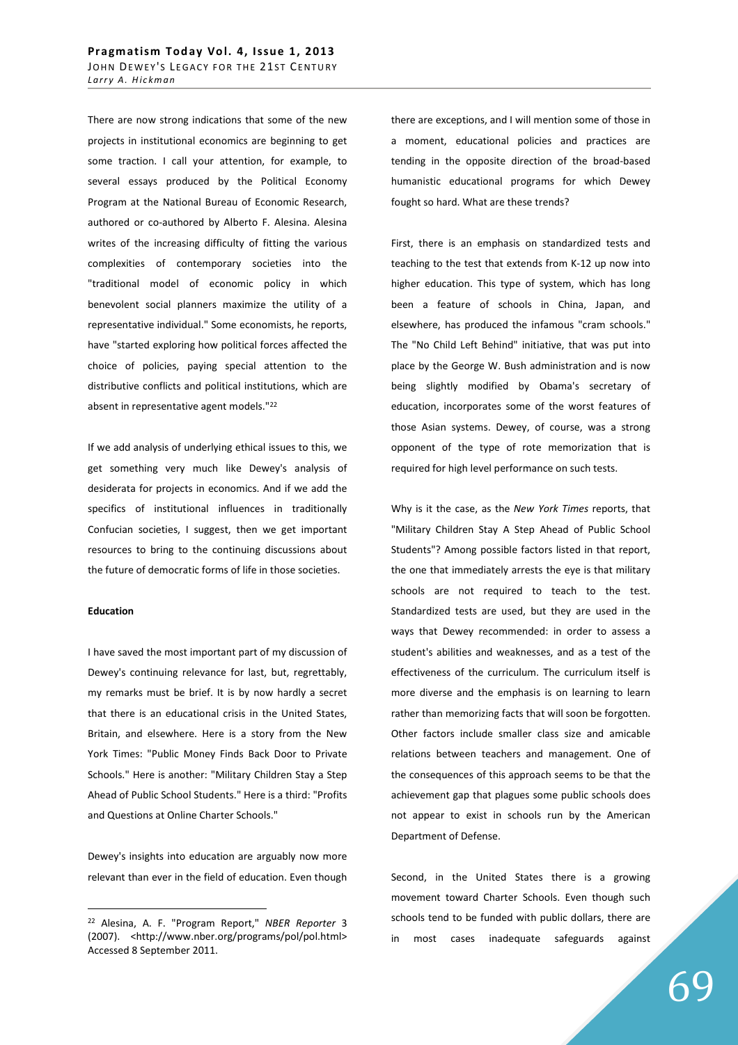There are now strong indications that some of the new projects in institutional economics are beginning to get some traction. I call your attention, for example, to several essays produced by the Political Economy Program at the National Bureau of Economic Research, authored or co-authored by Alberto F. Alesina. Alesina writes of the increasing difficulty of fitting the various complexities of contemporary societies into the "traditional model of economic policy in which benevolent social planners maximize the utility of a representative individual." Some economists, he reports, have "started exploring how political forces affected the choice of policies, paying special attention to the distributive conflicts and political institutions, which are absent in representative agent models."[22]

If we add analysis of underlying ethical issues to this, we get something very much like Dewey's analysis of desiderata for projects in economics. And if we add the specifics of institutional influences in traditionally Confucian societies, I suggest, then we get important resources to bring to the continuing discussions about the future of democratic forms of life in those societies.

**Education**

I have saved the most important part of my discussion of Dewey's continuing relevance for last, but, regrettably, my remarks must be brief. It is by now hardly a secret that there is an educational crisis in the United States, Britain, and elsewhere. Here is a story from the New York Times: "Public Money Finds Back Door to Private Schools." Here is another: "Military Children Stay a Step Ahead of Public School Students." Here is a third: "Profits and Questions at Online Charter Schools."

Dewey's insights into education are arguably now more relevant than ever in the field of education. Even though there are exceptions, and I will mention some of those in a moment, educational policies and practices are tending in the opposite direction of the broad-based humanistic educational programs for which Dewey fought so hard. What are these trends?

First, there is an emphasis on standardized tests and teaching to the test that extends from K-12 up now into higher education. This type of system, which has long been a feature of schools in China, Japan, and elsewhere, has produced the infamous "cram schools." The "No Child Left Behind" initiative, that was put into place by the George W. Bush administration and is now being slightly modified by Obama's secretary of education, incorporates some of the worst features of those Asian systems. Dewey, of course, was a strong opponent of the type of rote memorization that is required for high level performance on such tests.

Why is it the case, as the *New York Times* reports, that "Military Children Stay A Step Ahead of Public School Students"? Among possible factors listed in that report, the one that immediately arrests the eye is that military schools are not required to teach to the test. Standardized tests are used, but they are used in the ways that Dewey recommended: in order to assess a student's abilities and weaknesses, and as a test of the effectiveness of the curriculum. The curriculum itself is more diverse and the emphasis is on learning to learn rather than memorizing facts that will soon be forgotten. Other factors include smaller class size and amicable relations between teachers and management. One of the consequences of this approach seems to be that the achievement gap that plagues some public schools does not appear to exist in schools run by the American Department of Defense.

Second, in the United States there is a growing movement toward Charter Schools. Even though such schools tend to be funded with public dollars, there are in most cases inadequate safeguards against

---

[22] Alesina, A. F. "Program Report," *NBER Reporter* 3 (2007). <http://www.nber.org/programs/pol/pol.html> Accessed 8 September 2011.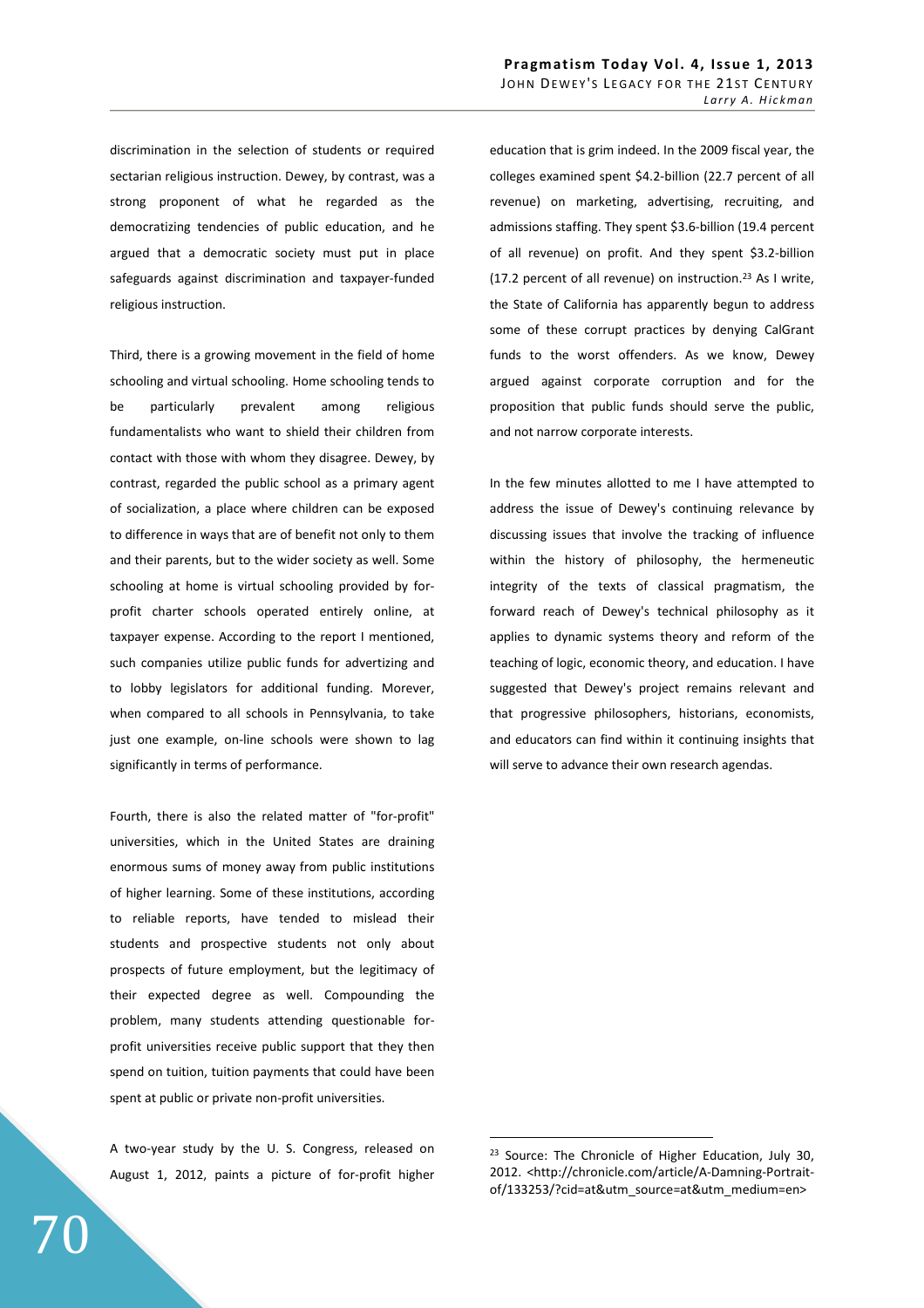discrimination in the selection of students or required sectarian religious instruction. Dewey, by contrast, was a strong proponent of what he regarded as the democratizing tendencies of public education, and he argued that a democratic society must put in place safeguards against discrimination and taxpayer-funded religious instruction.

Third, there is a growing movement in the field of home schooling and virtual schooling. Home schooling tends to be particularly prevalent among religious fundamentalists who want to shield their children from contact with those with whom they disagree. Dewey, by contrast, regarded the public school as a primary agent of socialization, a place where children can be exposed to difference in ways that are of benefit not only to them and their parents, but to the wider society as well. Some schooling at home is virtual schooling provided by for-profit charter schools operated entirely online, at taxpayer expense. According to the report I mentioned, such companies utilize public funds for advertizing and to lobby legislators for additional funding. Morever, when compared to all schools in Pennsylvania, to take just one example, on-line schools were shown to lag significantly in terms of performance.

Fourth, there is also the related matter of "for-profit" universities, which in the United States are draining enormous sums of money away from public institutions of higher learning. Some of these institutions, according to reliable reports, have tended to mislead their students and prospective students not only about prospects of future employment, but the legitimacy of their expected degree as well. Compounding the problem, many students attending questionable for-profit universities receive public support that they then spend on tuition, tuition payments that could have been spent at public or private non-profit universities.

A two-year study by the U. S. Congress, released on August 1, 2012, paints a picture of for-profit higher education that is grim indeed. In the 2009 fiscal year, the colleges examined spent $4.2-billion (22.7 percent of all revenue) on marketing, advertising, recruiting, and admissions staffing. They spent $3.6-billion (19.4 percent of all revenue) on profit. And they spent $3.2-billion (17.2 percent of all revenue) on instruction.[23] As I write, the State of California has apparently begun to address some of these corrupt practices by denying CalGrant funds to the worst offenders. As we know, Dewey argued against corporate corruption and for the proposition that public funds should serve the public, and not narrow corporate interests.

In the few minutes allotted to me I have attempted to address the issue of Dewey's continuing relevance by discussing issues that involve the tracking of influence within the history of philosophy, the hermeneutic integrity of the texts of classical pragmatism, the forward reach of Dewey's technical philosophy as it applies to dynamic systems theory and reform of the teaching of logic, economic theory, and education. I have suggested that Dewey's project remains relevant and that progressive philosophers, historians, economists, and educators can find within it continuing insights that will serve to advance their own research agendas.

[23] Source: The Chronicle of Higher Education, July 30, 2012. <http://chronicle.com/article/A-Damning-Portrait-of/133253/?cid=at&utm_source=at&utm_medium=en>